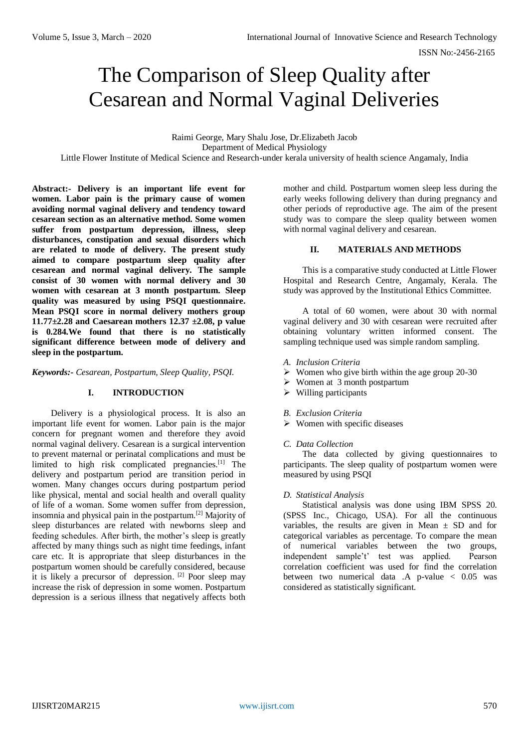# The Comparison of Sleep Quality after Cesarean and Normal Vaginal Deliveries

Raimi George, Mary Shalu Jose, Dr.Elizabeth Jacob
Department of Medical Physiology
Little Flower Institute of Medical Science and Research-under kerala university of health science Angamaly, India

**Abstract:- Delivery is an important life event for women. Labor pain is the primary cause of women avoiding normal vaginal delivery and tendency toward cesarean section as an alternative method. Some women suffer from postpartum depression, illness, sleep disturbances, constipation and sexual disorders which are related to mode of delivery. The present study aimed to compare postpartum sleep quality after cesarean and normal vaginal delivery. The sample consist of 30 women with normal delivery and 30 women with cesarean at 3 month postpartum. Sleep quality was measured by using PSQI questionnaire. Mean PSQI score in normal delivery mothers group 11.77±2.28 and Caesarean mothers 12.37 ±2.08, p value is 0.284.We found that there is no statistically significant difference between mode of delivery and sleep in the postpartum.**

***Keywords:-*** *Cesarean, Postpartum, Sleep Quality, PSQI.*

## I. INTRODUCTION

Delivery is a physiological process. It is also an important life event for women. Labor pain is the major concern for pregnant women and therefore they avoid normal vaginal delivery. Cesarean is a surgical intervention to prevent maternal or perinatal complications and must be limited to high risk complicated pregnancies.[1] The delivery and postpartum period are transition period in women. Many changes occurs during postpartum period like physical, mental and social health and overall quality of life of a woman. Some women suffer from depression, insomnia and physical pain in the postpartum.[2] Majority of sleep disturbances are related with newborns sleep and feeding schedules. After birth, the mother's sleep is greatly affected by many things such as night time feedings, infant care etc. It is appropriate that sleep disturbances in the postpartum women should be carefully considered, because it is likely a precursor of depression. [2] Poor sleep may increase the risk of depression in some women. Postpartum depression is a serious illness that negatively affects both mother and child. Postpartum women sleep less during the early weeks following delivery than during pregnancy and other periods of reproductive age. The aim of the present study was to compare the sleep quality between women with normal vaginal delivery and cesarean.

## II. MATERIALS AND METHODS

This is a comparative study conducted at Little Flower Hospital and Research Centre, Angamaly, Kerala. The study was approved by the Institutional Ethics Committee.

A total of 60 women, were about 30 with normal vaginal delivery and 30 with cesarean were recruited after obtaining voluntary written informed consent. The sampling technique used was simple random sampling.

### *A. Inclusion Criteria*

- Women who give birth within the age group 20-30
- Women at 3 month postpartum
- Willing participants

### *B. Exclusion Criteria*

- Women with specific diseases

### *C. Data Collection*

The data collected by giving questionnaires to participants. The sleep quality of postpartum women were measured by using PSQI

### *D. Statistical Analysis*

Statistical analysis was done using IBM SPSS 20. (SPSS Inc., Chicago, USA). For all the continuous variables, the results are given in Mean ± SD and for categorical variables as percentage. To compare the mean of numerical variables between the two groups, independent sample't' test was applied. Pearson correlation coefficient was used for find the correlation between two numerical data .A p-value < 0.05 was considered as statistically significant.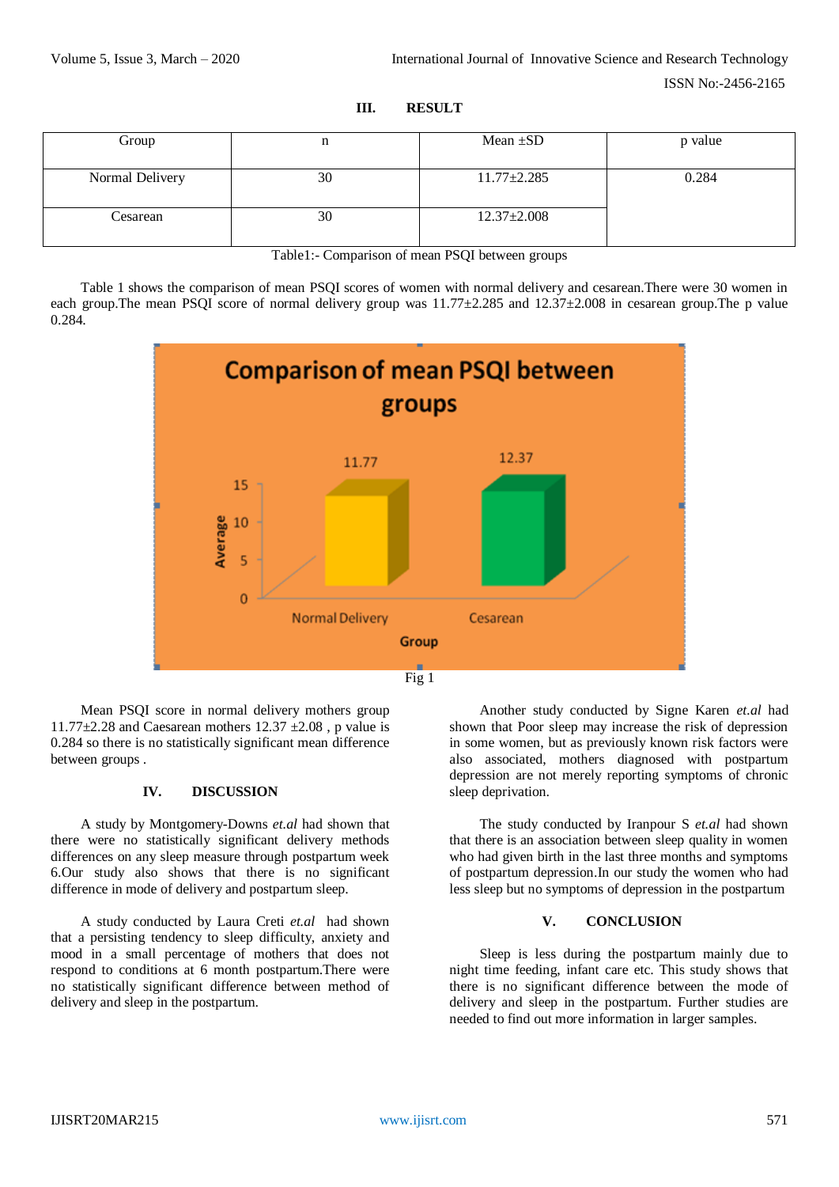## III. RESULT

| Group | n | Mean ±SD | p value |
|---|---|---|---|
| Normal Delivery | 30 | 11.77±2.285 | 0.284 |
| Cesarean | 30 | 12.37±2.008 | |

Table1:- Comparison of mean PSQI between groups

Table 1 shows the comparison of mean PSQI scores of women with normal delivery and cesarean.There were 30 women in each group.The mean PSQI score of normal delivery group was 11.77±2.285 and 12.37±2.008 in cesarean group.The p value 0.284.

Fig 1

Mean PSQI score in normal delivery mothers group 11.77±2.28 and Caesarean mothers 12.37 ±2.08 , p value is 0.284 so there is no statistically significant mean difference between groups .

## IV. DISCUSSION

A study by Montgomery-Downs *et.al* had shown that there were no statistically significant delivery methods differences on any sleep measure through postpartum week 6.Our study also shows that there is no significant difference in mode of delivery and postpartum sleep.

A study conducted by Laura Creti *et.al* had shown that a persisting tendency to sleep difficulty, anxiety and mood in a small percentage of mothers that does not respond to conditions at 6 month postpartum.There were no statistically significant difference between method of delivery and sleep in the postpartum.

Another study conducted by Signe Karen *et.al* had shown that Poor sleep may increase the risk of depression in some women, but as previously known risk factors were also associated, mothers diagnosed with postpartum depression are not merely reporting symptoms of chronic sleep deprivation.

The study conducted by Iranpour S *et.al* had shown that there is an association between sleep quality in women who had given birth in the last three months and symptoms of postpartum depression.In our study the women who had less sleep but no symptoms of depression in the postpartum

## V. CONCLUSION

Sleep is less during the postpartum mainly due to night time feeding, infant care etc. This study shows that there is no significant difference between the mode of delivery and sleep in the postpartum. Further studies are needed to find out more information in larger samples.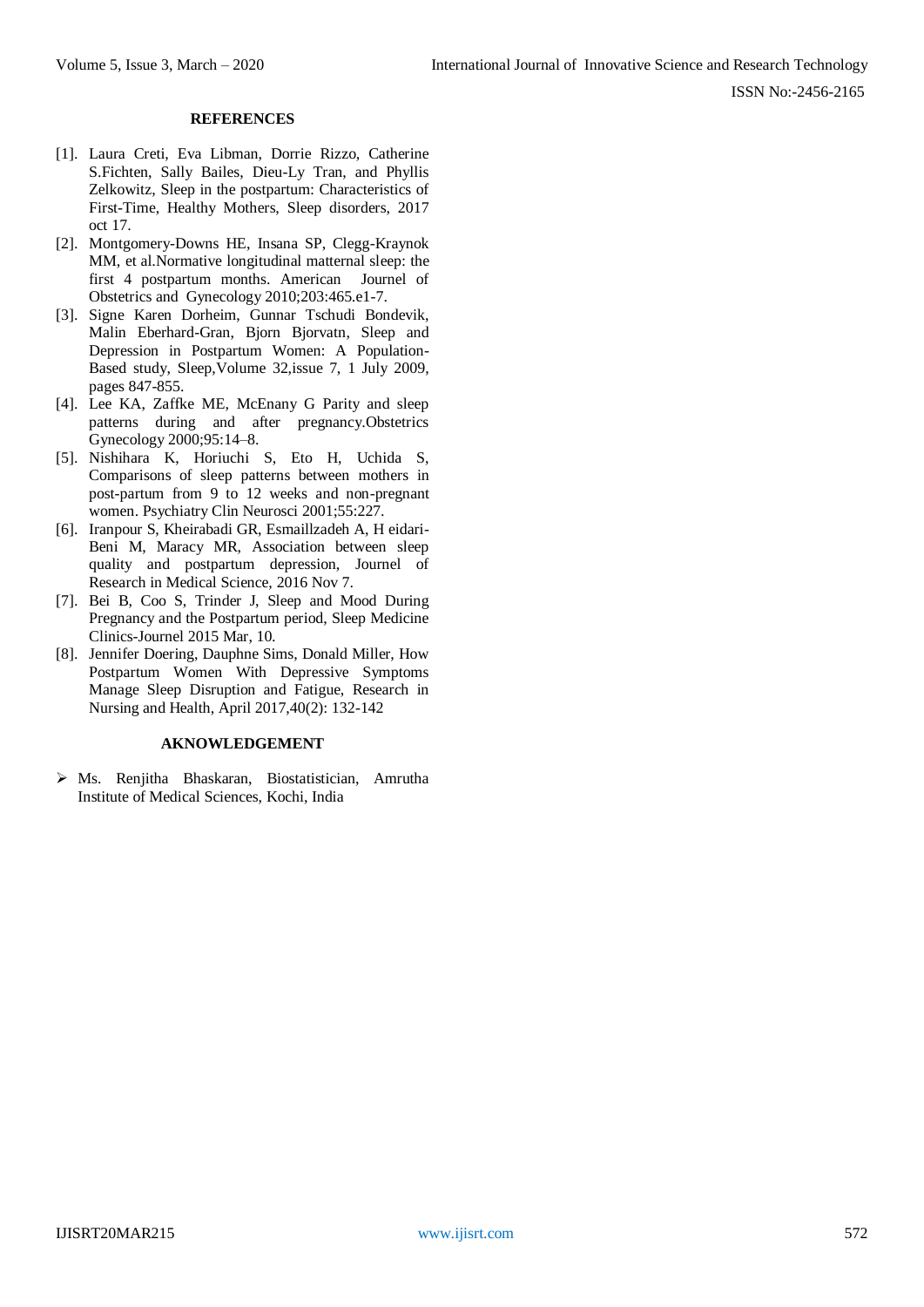## REFERENCES

[1]. Laura Creti, Eva Libman, Dorrie Rizzo, Catherine S.Fichten, Sally Bailes, Dieu-Ly Tran, and Phyllis Zelkowitz, Sleep in the postpartum: Characteristics of First-Time, Healthy Mothers, Sleep disorders, 2017 oct 17.

[2]. Montgomery-Downs HE, Insana SP, Clegg-Kraynok MM, et al.Normative longitudinal matternal sleep: the first 4 postpartum months. American Journel of Obstetrics and Gynecology 2010;203:465.e1-7.

[3]. Signe Karen Dorheim, Gunnar Tschudi Bondevik, Malin Eberhard-Gran, Bjorn Bjorvatn, Sleep and Depression in Postpartum Women: A Population-Based study, Sleep,Volume 32,issue 7, 1 July 2009, pages 847-855.

[4]. Lee KA, Zaffke ME, McEnany G Parity and sleep patterns during and after pregnancy.Obstetrics Gynecology 2000;95:14–8.

[5]. Nishihara K, Horiuchi S, Eto H, Uchida S, Comparisons of sleep patterns between mothers in post-partum from 9 to 12 weeks and non-pregnant women. Psychiatry Clin Neurosci 2001;55:227.

[6]. Iranpour S, Kheirabadi GR, Esmaillzadeh A, H eidari-Beni M, Maracy MR, Association between sleep quality and postpartum depression, Journel of Research in Medical Science, 2016 Nov 7.

[7]. Bei B, Coo S, Trinder J, Sleep and Mood During Pregnancy and the Postpartum period, Sleep Medicine Clinics-Journel 2015 Mar, 10.

[8]. Jennifer Doering, Dauphne Sims, Donald Miller, How Postpartum Women With Depressive Symptoms Manage Sleep Disruption and Fatigue, Research in Nursing and Health, April 2017,40(2): 132-142

## AKNOWLEDGEMENT

- Ms. Renjitha Bhaskaran, Biostatistician, Amrutha Institute of Medical Sciences, Kochi, India